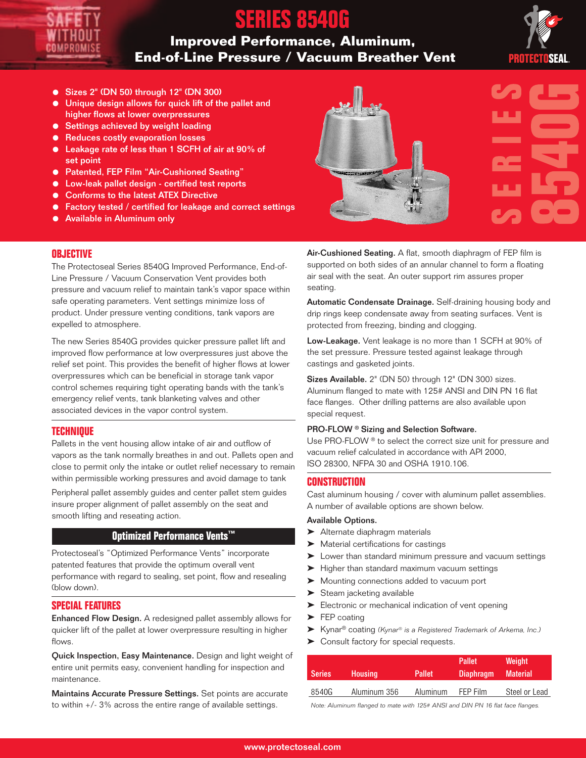# SERIES 8540G

## Improved Performance, Aluminum, End-of-Line Pressure / Vacuum Breather Vent

- Sizes 2" (DN 50) through 12" (DN 300)
- Unique design allows for quick lift of the pallet and higher flows at lower overpressures
- Settings achieved by weight loading
- Reduces costly evaporation losses
- Leakage rate of less than 1 SCFH of air at 90% of set point
- Patented, FEP Film "Air-Cushioned Seating"
- Low-leak pallet design - certified test reports
- Conforms to the latest ATEX Directive
- Factory tested / certified for leakage and correct settings
- Available in Aluminum only

### OBJECTIVE

The Protectoseal Series 8540G Improved Performance, End-of-Line Pressure / Vacuum Conservation Vent provides both pressure and vacuum relief to maintain tank's vapor space within safe operating parameters. Vent settings minimize loss of product. Under pressure venting conditions, tank vapors are expelled to atmosphere.

The new Series 8540G provides quicker pressure pallet lift and improved flow performance at low overpressures just above the relief set point. This provides the benefit of higher flows at lower overpressures which can be beneficial in storage tank vapor control schemes requiring tight operating bands with the tank's emergency relief vents, tank blanketing valves and other associated devices in the vapor control system.

### TECHNIQUE

Pallets in the vent housing allow intake of air and outflow of vapors as the tank normally breathes in and out. Pallets open and close to permit only the intake or outlet relief necessary to remain within permissible working pressures and avoid damage to tank

Peripheral pallet assembly guides and center pallet stem guides insure proper alignment of pallet assembly on the seat and smooth lifting and reseating action.

### Optimized Performance Vents™

Protectoseal's "Optimized Performance Vents" incorporate patented features that provide the optimum overall vent performance with regard to sealing, set point, flow and resealing (blow down).

### SPECIAL FEATURES

**Enhanced Flow Design.** A redesigned pallet assembly allows for quicker lift of the pallet at lower overpressure resulting in higher flows.

**Quick Inspection, Easy Maintenance.** Design and light weight of entire unit permits easy, convenient handling for inspection and maintenance.

**Maintains Accurate Pressure Settings.** Set points are accurate to within +/- 3% across the entire range of available settings.

**Air-Cushioned Seating.** A flat, smooth diaphragm of FEP film is supported on both sides of an annular channel to form a floating air seal with the seat. An outer support rim assures proper seating.

**Automatic Condensate Drainage.** Self-draining housing body and drip rings keep condensate away from seating surfaces. Vent is protected from freezing, binding and clogging.

**Low-Leakage.** Vent leakage is no more than 1 SCFH at 90% of the set pressure. Pressure tested against leakage through castings and gasketed joints.

**Sizes Available.** 2" (DN 50) through 12" (DN 300) sizes. Aluminum flanged to mate with 125# ANSI and DIN PN 16 flat face flanges. Other drilling patterns are also available upon special request.

**PRO-FLOW ® Sizing and Selection Software.**
Use PRO-FLOW ® to select the correct size unit for pressure and vacuum relief calculated in accordance with API 2000, ISO 28300, NFPA 30 and OSHA 1910.106.

### CONSTRUCTION

Cast aluminum housing / cover with aluminum pallet assemblies. A number of available options are shown below.

**Available Options.**

- Alternate diaphragm materials
- Material certifications for castings
- Lower than standard minimum pressure and vacuum settings
- Higher than standard maximum vacuum settings
- Mounting connections added to vacuum port
- Steam jacketing available
- Electronic or mechanical indication of vent opening
- FEP coating
- Kynar® coating *(Kynar® is a Registered Trademark of Arkema, Inc.)*
- Consult factory for special requests.

| Series | Housing | Pallet | Pallet Diaphragm | Weight Material |
|---|---|---|---|---|
| 8540G | Aluminum 356 | Aluminum | FEP Film | Steel or Lead |

*Note: Aluminum flanged to mate with 125# ANSI and DIN PN 16 flat face flanges.*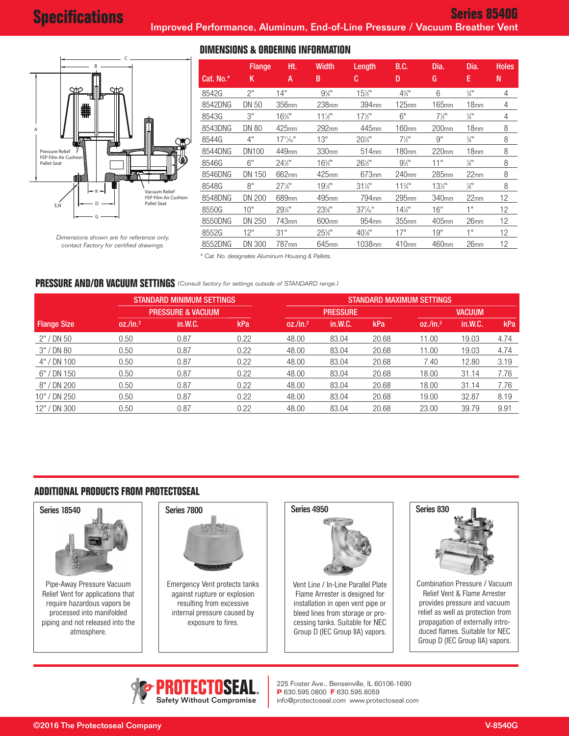# Specifications

## Series 8540G

Improved Performance, Aluminum, End-of-Line Pressure / Vacuum Breather Vent

C
B
A
Pressure Relief
FEP Film Air Cushion
Pallet Seat
K
E,N
D
G
Vacuum Relief
FEP Film Air Cushion
Pallet Seat

*Dimensions shown are for reference only, contact Factory for certified drawings.*

### DIMENSIONS & ORDERING INFORMATION

| Cat. No.* | Flange K | Ht. A | Width B | Length C | B.C. D | Dia. G | Dia. E | Holes N |
|---|---|---|---|---|---|---|---|---|
| 8542G | 2" | 14" | 9⅜" | 15½" | 4¾" | 6 | ¾" | 4 |
| 8542DNG | DN 50 | 356mm | 238mm | 394mm | 125mm | 165mm | 18mm | 4 |
| 8543G | 3" | 16¾" | 11½" | 17½" | 6" | 7½" | ¾" | 4 |
| 8543DNG | DN 80 | 425mm | 292mm | 445mm | 160mm | 200mm | 18mm | 8 |
| 8544G | 4" | 17¹¹⁄₁₆" | 13" | 20¼" | 7½" | 9" | ¾" | 8 |
| 8544DNG | DN100 | 449mm | 330mm | 514mm | 180mm | 220mm | 18mm | 8 |
| 8546G | 6" | 24½" | 16¾" | 26½" | 9½" | 11" | ⅞" | 8 |
| 8546DNG | DN 150 | 662mm | 425mm | 673mm | 240mm | 285mm | 22mm | 8 |
| 8548G | 8" | 27⅛" | 19½" | 31¼" | 11¾" | 13½" | ⅞" | 8 |
| 8548DNG | DN 200 | 689mm | 495mm | 794mm | 295mm | 340mm | 22mm | 12 |
| 8550G | 10" | 29¼" | 23⅝" | 37⁹⁄₁₆" | 14¼" | 16" | 1" | 12 |
| 8550DNG | DN 250 | 743mm | 600mm | 954mm | 355mm | 405mm | 26mm | 12 |
| 8552G | 12" | 31" | 25⅜" | 40⅞" | 17" | 19" | 1" | 12 |
| 8552DNG | DN 300 | 787mm | 645mm | 1038mm | 410mm | 460mm | 26mm | 12 |

*\* Cat. No. designates Aluminum Housing & Pallets..*

### PRESSURE AND/OR VACUUM SETTINGS *(Consult factory for settings outside of STANDARD range.)*

| | STANDARD MINIMUM SETTINGS | | | STANDARD MAXIMUM SETTINGS | | | | | |
|---|---|---|---|---|---|---|---|---|---|
| | PRESSURE & VACUUM | | | PRESSURE | | | VACUUM | | |
| Flange Size | oz./in.² | in.W.C. | kPa | oz./in.² | in.W.C. | kPa | oz./in.² | in.W.C. | kPa |
| 2" / DN 50 | 0.50 | 0.87 | 0.22 | 48.00 | 83.04 | 20.68 | 11.00 | 19.03 | 4.74 |
| 3" / DN 80 | 0.50 | 0.87 | 0.22 | 48.00 | 83.04 | 20.68 | 11.00 | 19.03 | 4.74 |
| 4" / DN 100 | 0.50 | 0.87 | 0.22 | 48.00 | 83.04 | 20.68 | 7.40 | 12.80 | 3.19 |
| 6" / DN 150 | 0.50 | 0.87 | 0.22 | 48.00 | 83.04 | 20.68 | 18.00 | 31.14 | 7.76 |
| 8" / DN 200 | 0.50 | 0.87 | 0.22 | 48.00 | 83.04 | 20.68 | 18.00 | 31.14 | 7.76 |
| 10" / DN 250 | 0.50 | 0.87 | 0.22 | 48.00 | 83.04 | 20.68 | 19.00 | 32.87 | 8.19 |
| 12" / DN 300 | 0.50 | 0.87 | 0.22 | 48.00 | 83.04 | 20.68 | 23.00 | 39.79 | 9.91 |

### ADDITIONAL PRODUCTS FROM PROTECTOSEAL

**Series 18540**

Pipe-Away Pressure Vacuum Relief Vent for applications that require hazardous vapors be processed into manifolded piping and not released into the atmosphere.

**Series 7800**

Emergency Vent protects tanks against rupture or explosion resulting from excessive internal pressure caused by exposure to fires.

**Series 4950**

Vent Line / In-Line Parallel Plate Flame Arrester is designed for installation in open vent pipe or bleed lines from storage or processing tanks. Suitable for NEC Group D (IEC Group IIA) vapors.

**Series 830**

Combination Pressure / Vacuum Relief Vent & Flame Arrester provides pressure and vacuum relief as well as protection from propagation of externally introduced flames. Suitable for NEC Group D (IEC Group IIA) vapors.

PROTECTOSEAL
Safety Without Compromise

225 Foster Ave., Bensenville, IL 60106-1690
**P** 630.595.0800 **F** 630.595.8059
info@protectoseal.com www.protectoseal.com

©2016 The Protectoseal Company

V-8540G